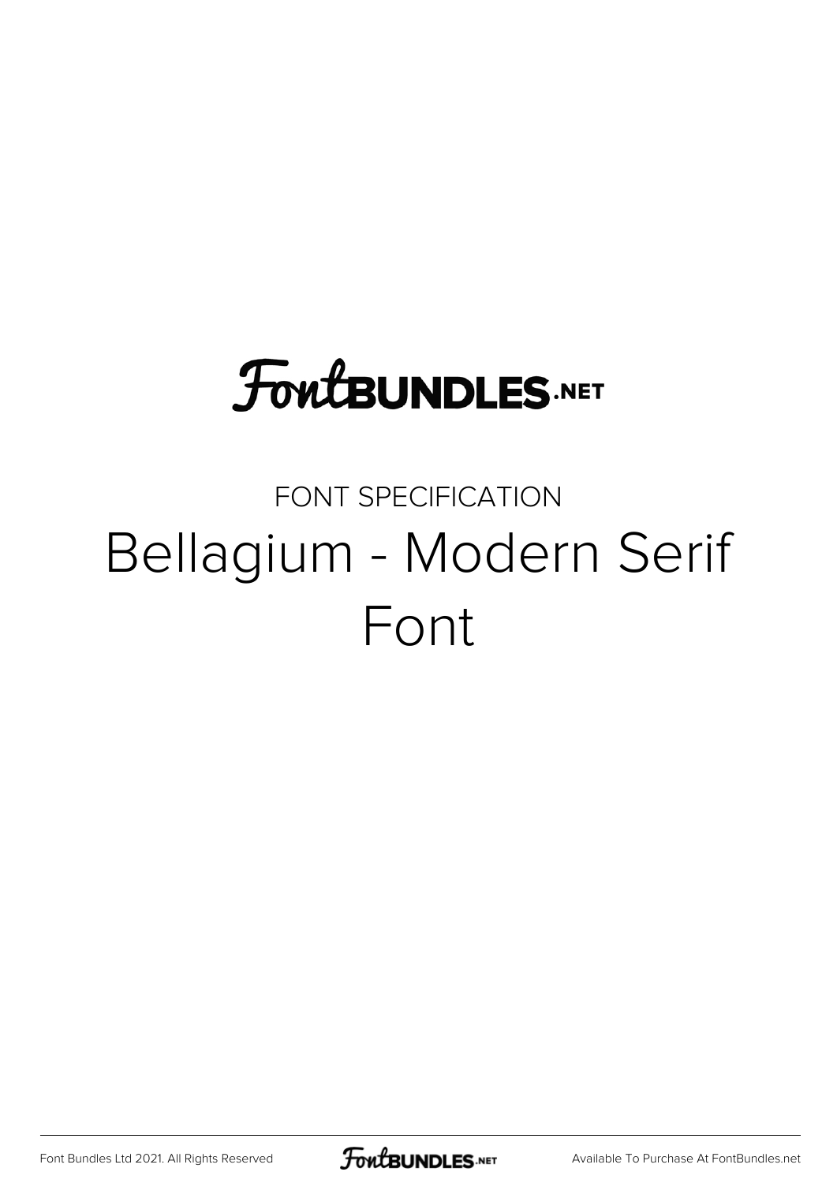FontBUNDLES.NET

FONT SPECIFICATION

# Bellagium - Modern Serif Font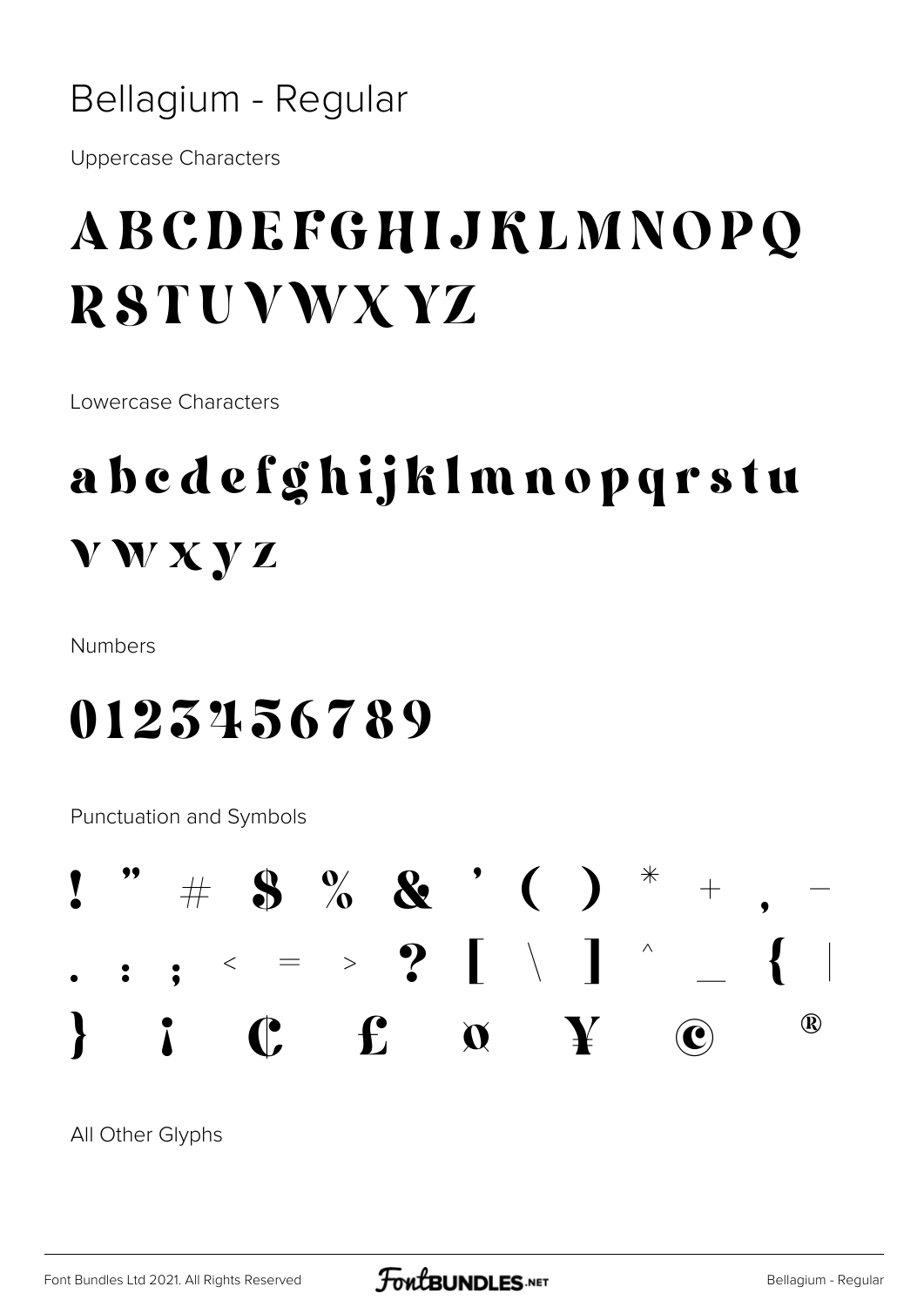# Bellagium - Regular

Uppercase Characters

## ABCDEFGHIJKLMNOPQ RSTUVWXYZ

Lowercase Characters

## abcdefghijklmnopqrstu vwxyz

Numbers

## 0123456789

Punctuation and Symbols

## ! " # $ % & ' ( ) * + , - . : ; < = > ? [ \ ] ^ _ { | } ¡ ¢ £ ¤ ¥ © ®

All Other Glyphs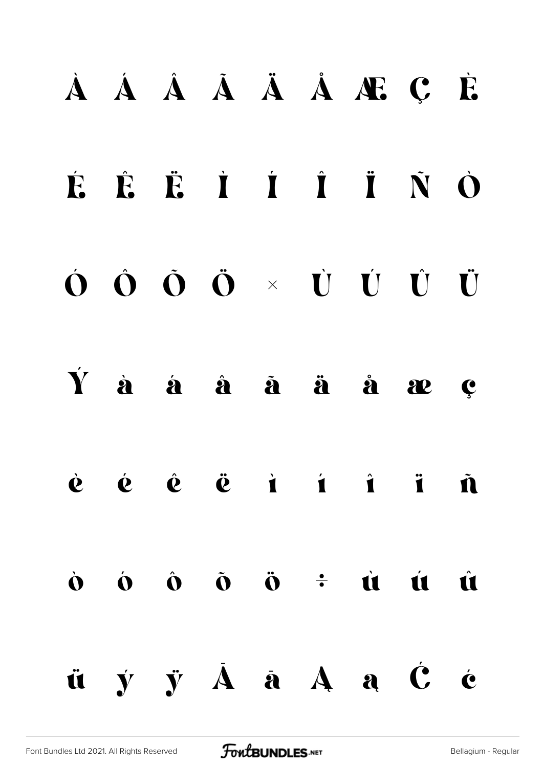À Á Â Ã Ä Å Æ Ç È

É Ê Ë Ì Í Î Ï Ñ Ò

Ó Ô Õ Ö × Ù Ú Û Ü

Ý à á â ã ä å æ ç

è é ê ë ì í î ï ñ

ò ó ô õ ö ÷ ù ú û

ü ý ÿ Ā ā Ą ą Ć ć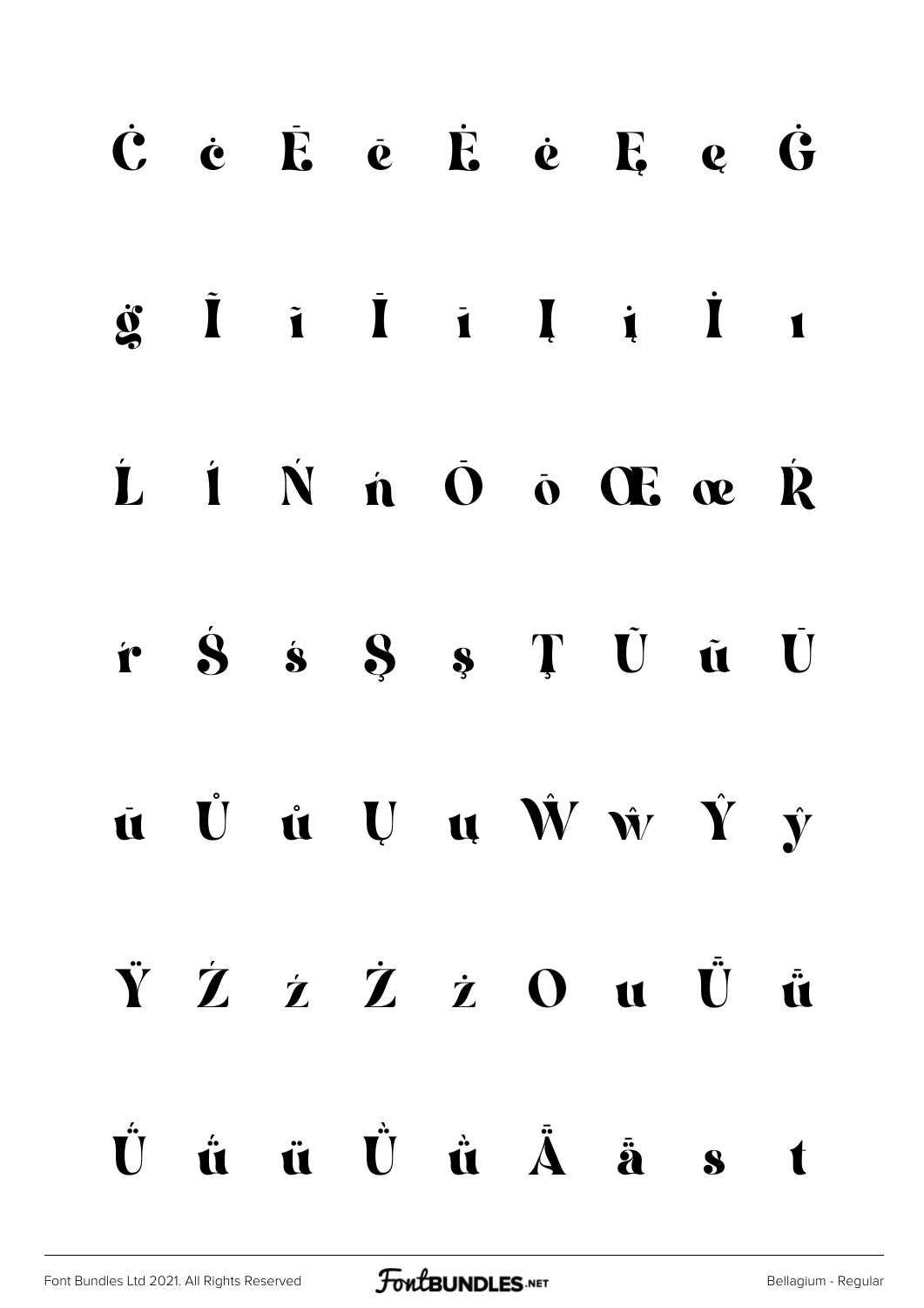Ċ ċ Ē ē Ė ė Ę ę Ġ

ġ Ĩ ĩ Ī ī Į į İ ı

Ĺ ĺ Ń ń Ō ō Œ œ Ŕ

ŕ Ś ś Ş ş Ţ Ũ ũ Ū

ū Ů ů Ų ų Ŵ ŵ Ŷ ŷ

Ÿ Ź ź Ż ż Ơ ư Ǖ ǖ

Ǘ ǘ ǚ Ǜ ǜ Ǟ ǟ ș ț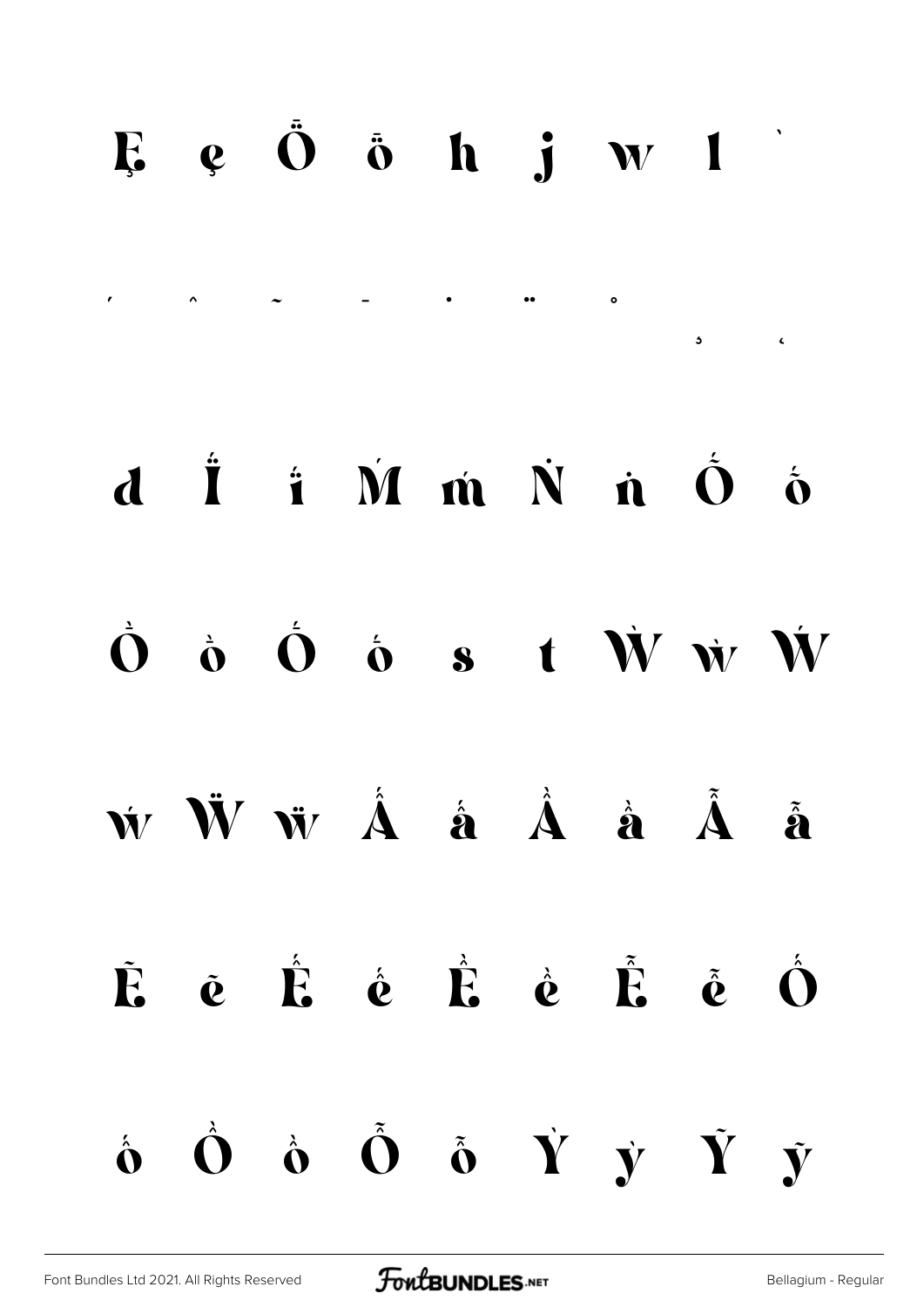Ȩ ȩ Ȫ ȫ h j w l ˋ

ˊ ˆ ˜ ˉ ˙ ¨ ˚ ˛ ˓

d Ḯ ḯ Ḿ ḿ Ṅ ṅ Ṓ ṓ

Ṑ ṑ Ṓ ṓ s t Ẁ ẁ Ẃ

ẃ Ẅ ẅ Ấ ấ Ầ ầ Ẫ ẫ

Ẽ ẽ Ế ế Ề ề Ễ ễ Ố

ố Ồ ồ Ỗ ỗ Ỳ ỳ Ỹ ỹ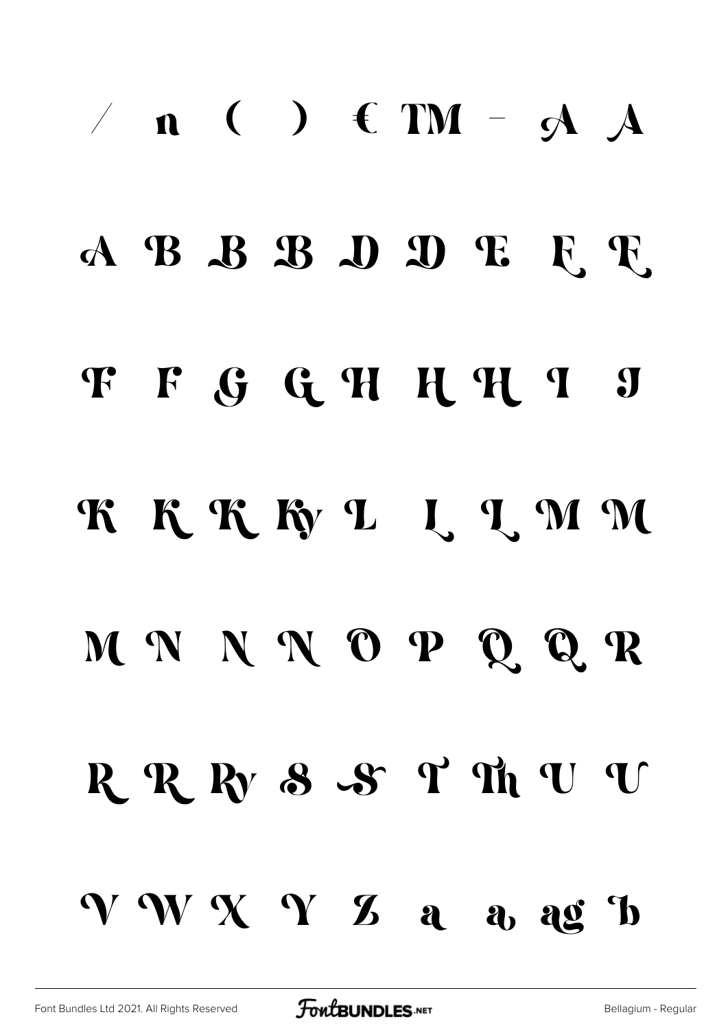/ n ( ) € TM - A A

A B B B D D E E E

F F G G H H H I J

K K K Ky L L L M M

M N N N O P Q Q R

R R Ry S S T Th U U

V W X Y Z a a ag b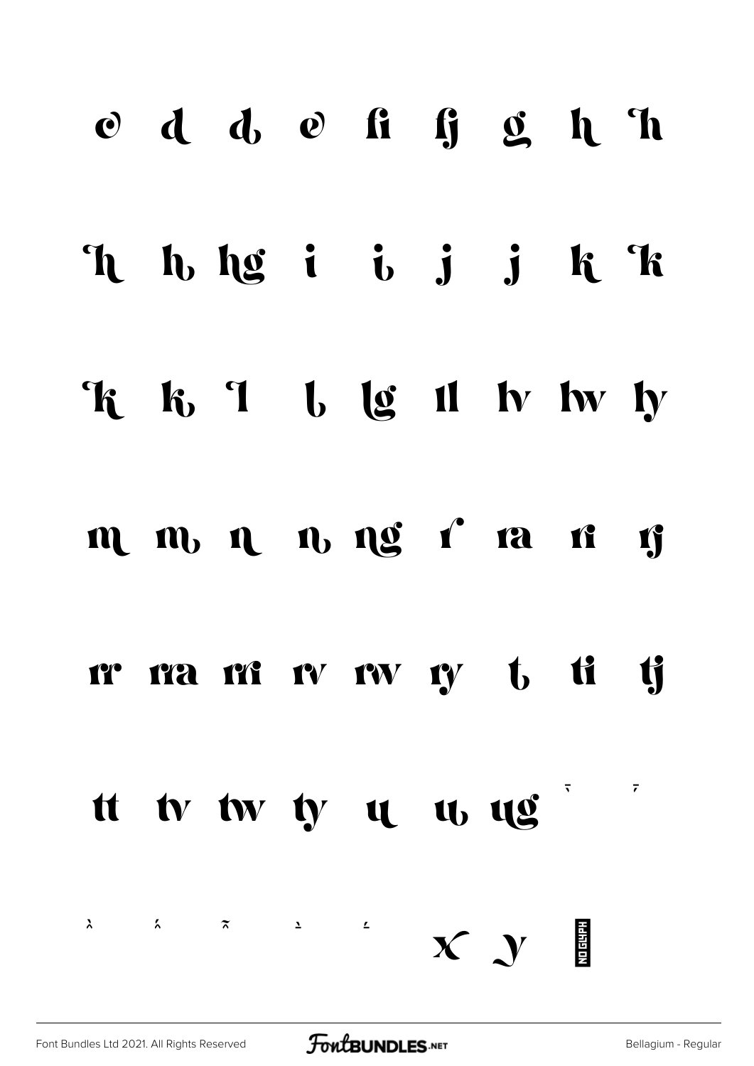c d d e fi fj g h h

h h hg i i j j k k

k k l l lg ll lv lw ly

m m n n ng r ra ri rj

rr rra rri rv rw ry t ti tj

tt tv tw ty u u ug

x y